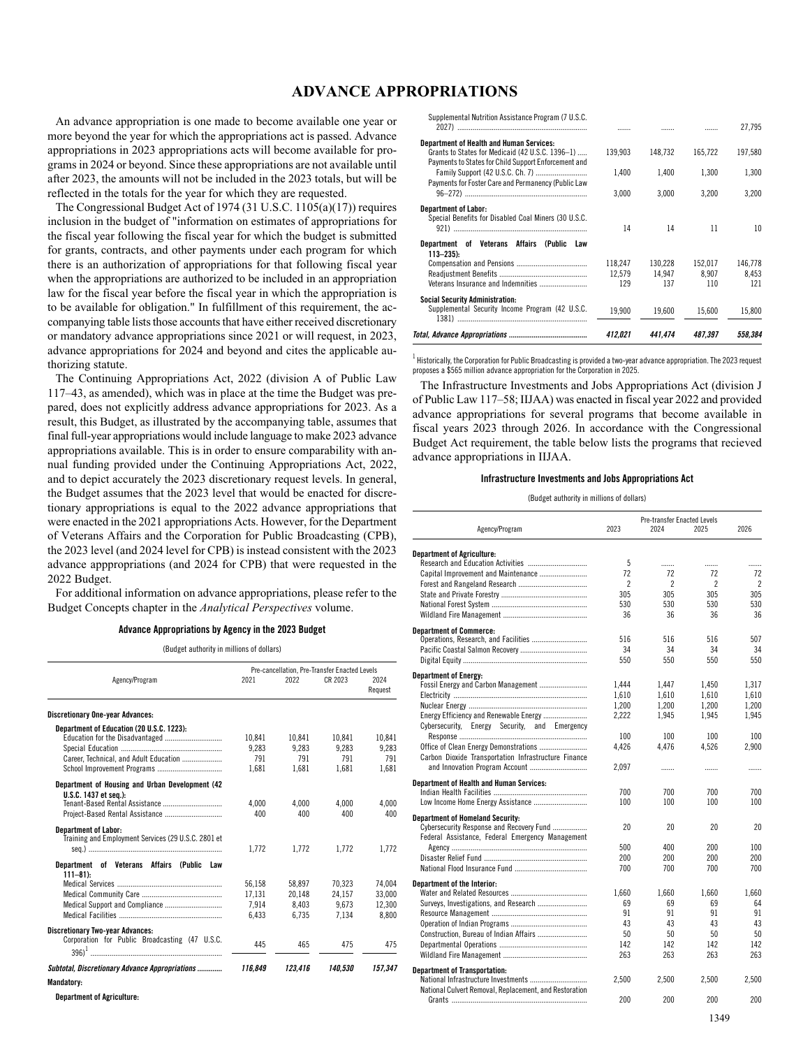# ADVANCE APPROPRIATIONS

An advance appropriation is one made to become available one year or more beyond the year for which the appropriations act is passed. Advance appropriations in 2023 appropriations acts will become available for programs in 2024 or beyond. Since these appropriations are not available until after 2023, the amounts will not be included in the 2023 totals, but will be reflected in the totals for the year for which they are requested.

The Congressional Budget Act of 1974 (31 U.S.C. 1105(a)(17)) requires inclusion in the budget of "information on estimates of appropriations for the fiscal year following the fiscal year for which the budget is submitted for grants, contracts, and other payments under each program for which there is an authorization of appropriations for that following fiscal year when the appropriations are authorized to be included in an appropriation law for the fiscal year before the fiscal year in which the appropriation is to be available for obligation." In fulfillment of this requirement, the accompanying table lists those accounts that have either received discretionary or mandatory advance appropriations since 2021 or will request, in 2023, advance appropriations for 2024 and beyond and cites the applicable authorizing statute.

The Continuing Appropriations Act, 2022 (division A of Public Law 117–43, as amended), which was in place at the time the Budget was prepared, does not explicitly address advance appropriations for 2023. As a result, this Budget, as illustrated by the accompanying table, assumes that final full-year appropriations would include language to make 2023 advance appropriations available. This is in order to ensure comparability with annual funding provided under the Continuing Appropriations Act, 2022, and to depict accurately the 2023 discretionary request levels. In general, the Budget assumes that the 2023 level that would be enacted for discretionary appropriations is equal to the 2022 advance appropriations that were enacted in the 2021 appropriations Acts. However, for the Department of Veterans Affairs and the Corporation for Public Broadcasting (CPB), the 2023 level (and 2024 level for CPB) is instead consistent with the 2023 advance apppropriations (and 2024 for CPB) that were requested in the 2022 Budget.

For additional information on advance appropriations, please refer to the Budget Concepts chapter in the *Analytical Perspectives* volume.

**Advance Appropriations by Agency in the 2023 Budget**

(Budget authority in millions of dollars)

| Agency/Program | Pre-cancellation, Pre-Transfer Enacted Levels | | | |
|---|---|---|---|---|
| | 2021 | 2022 | CR 2023 | 2024 Request |
| **Discretionary One-year Advances:** | | | | |
| **Department of Education (20 U.S.C. 1223):** | | | | |
| Education for the Disadvantaged | 10,841 | 10,841 | 10,841 | 10,841 |
| Special Education | 9,283 | 9,283 | 9,283 | 9,283 |
| Career, Technical, and Adult Education | 791 | 791 | 791 | 791 |
| School Improvement Programs | 1,681 | 1,681 | 1,681 | 1,681 |
| **Department of Housing and Urban Development (42 U.S.C. 1437 et seq.):** | | | | |
| Tenant-Based Rental Assistance | 4,000 | 4,000 | 4,000 | 4,000 |
| Project-Based Rental Assistance | 400 | 400 | 400 | 400 |
| **Department of Labor:** | | | | |
| Training and Employment Services (29 U.S.C. 2801 et seq.) | 1,772 | 1,772 | 1,772 | 1,772 |
| **Department of Veterans Affairs (Public Law 111–81):** | | | | |
| Medical Services | 56,158 | 58,897 | 70,323 | 74,004 |
| Medical Community Care | 17,131 | 20,148 | 24,157 | 33,000 |
| Medical Support and Compliance | 7,914 | 8,403 | 9,673 | 12,300 |
| Medical Facilities | 6,433 | 6,735 | 7,134 | 8,800 |
| **Discretionary Two-year Advances:** | | | | |
| Corporation for Public Broadcasting (47 U.S.C. 396)[1] | 445 | 465 | 475 | 475 |
| ***Subtotal, Discretionary Advance Appropriations*** | ***116,849*** | ***123,416*** | ***140,530*** | ***157,347*** |
| **Mandatory:** | | | | |
| **Department of Agriculture:** | | | | |
| Supplemental Nutrition Assistance Program (7 U.S.C. 2027) | ....... | ....... | ....... | 27,795 |
| **Department of Health and Human Services:** | | | | |
| Grants to States for Medicaid (42 U.S.C. 1396–1) | 139,903 | 148,732 | 165,722 | 197,580 |
| Payments to States for Child Support Enforcement and Family Support (42 U.S.C. Ch. 7) | 1,400 | 1,400 | 1,300 | 1,300 |
| Payments for Foster Care and Permanency (Public Law 96–272) | 3,000 | 3,000 | 3,200 | 3,200 |
| **Department of Labor:** | | | | |
| Special Benefits for Disabled Coal Miners (30 U.S.C. 921) | 14 | 14 | 11 | 10 |
| **Department of Veterans Affairs (Public Law 113–235):** | | | | |
| Compensation and Pensions | 118,247 | 130,228 | 152,017 | 146,778 |
| Readjustment Benefits | 12,579 | 14,947 | 8,907 | 8,453 |
| Veterans Insurance and Indemnities | 129 | 137 | 110 | 121 |
| **Social Security Administration:** | | | | |
| Supplemental Security Income Program (42 U.S.C. 1381) | 19,900 | 19,600 | 15,600 | 15,800 |
| ***Total, Advance Appropriations*** | ***412,021*** | ***441,474*** | ***487,397*** | ***558,384*** |

[1] Historically, the Corporation for Public Broadcasting is provided a two-year advance appropriation. The 2023 request proposes a $565 million advance appropriation for the Corporation in 2025.

The Infrastructure Investments and Jobs Appropriations Act (division J of Public Law 117–58; IIJAA) was enacted in fiscal year 2022 and provided advance appropriations for several programs that become available in fiscal years 2023 through 2026. In accordance with the Congressional Budget Act requirement, the table below lists the programs that recieved advance appropriations in IIJAA.

**Infrastructure Investments and Jobs Appropriations Act**

(Budget authority in millions of dollars)

| Agency/Program | Pre-transfer Enacted Levels | | | |
|---|---|---|---|---|
| | 2023 | 2024 | 2025 | 2026 |
| **Department of Agriculture:** | | | | |
| Research and Education Activities | 5 | ....... | ....... | ....... |
| Capital Improvement and Maintenance | 72 | 72 | 72 | 72 |
| Forest and Rangeland Research | 2 | 2 | 2 | 2 |
| State and Private Forestry | 305 | 305 | 305 | 305 |
| National Forest System | 530 | 530 | 530 | 530 |
| Wildland Fire Management | 36 | 36 | 36 | 36 |
| **Department of Commerce:** | | | | |
| Operations, Research, and Facilities | 516 | 516 | 516 | 507 |
| Pacific Coastal Salmon Recovery | 34 | 34 | 34 | 34 |
| Digital Equity | 550 | 550 | 550 | 550 |
| **Department of Energy:** | | | | |
| Fossil Energy and Carbon Management | 1,444 | 1,447 | 1,450 | 1,317 |
| Electricity | 1,610 | 1,610 | 1,610 | 1,610 |
| Nuclear Energy | 1,200 | 1,200 | 1,200 | 1,200 |
| Energy Efficiency and Renewable Energy | 2,222 | 1,945 | 1,945 | 1,945 |
| Cybersecurity, Energy Security, and Emergency Response | 100 | 100 | 100 | 100 |
| Office of Clean Energy Demonstrations | 4,426 | 4,476 | 4,526 | 2,900 |
| Carbon Dioxide Transportation Infrastructure Finance and Innovation Program Account | 2,097 | ....... | ....... | ....... |
| **Department of Health and Human Services:** | | | | |
| Indian Health Facilities | 700 | 700 | 700 | 700 |
| Low Income Home Energy Assistance | 100 | 100 | 100 | 100 |
| **Department of Homeland Security:** | | | | |
| Cybersecurity Response and Recovery Fund | 20 | 20 | 20 | 20 |
| Federal Assistance, Federal Emergency Management Agency | 500 | 400 | 200 | 100 |
| Disaster Relief Fund | 200 | 200 | 200 | 200 |
| National Flood Insurance Fund | 700 | 700 | 700 | 700 |
| **Department of the Interior:** | | | | |
| Water and Related Resources | 1,660 | 1,660 | 1,660 | 1,660 |
| Surveys, Investigations, and Research | 69 | 69 | 69 | 64 |
| Resource Management | 91 | 91 | 91 | 91 |
| Operation of Indian Programs | 43 | 43 | 43 | 43 |
| Construction, Bureau of Indian Affairs | 50 | 50 | 50 | 50 |
| Departmental Operations | 142 | 142 | 142 | 142 |
| Wildland Fire Management | 263 | 263 | 263 | 263 |
| **Department of Transportation:** | | | | |
| National Infrastructure Investments | 2,500 | 2,500 | 2,500 | 2,500 |
| National Culvert Removal, Replacement, and Restoration Grants | 200 | 200 | 200 | 200 |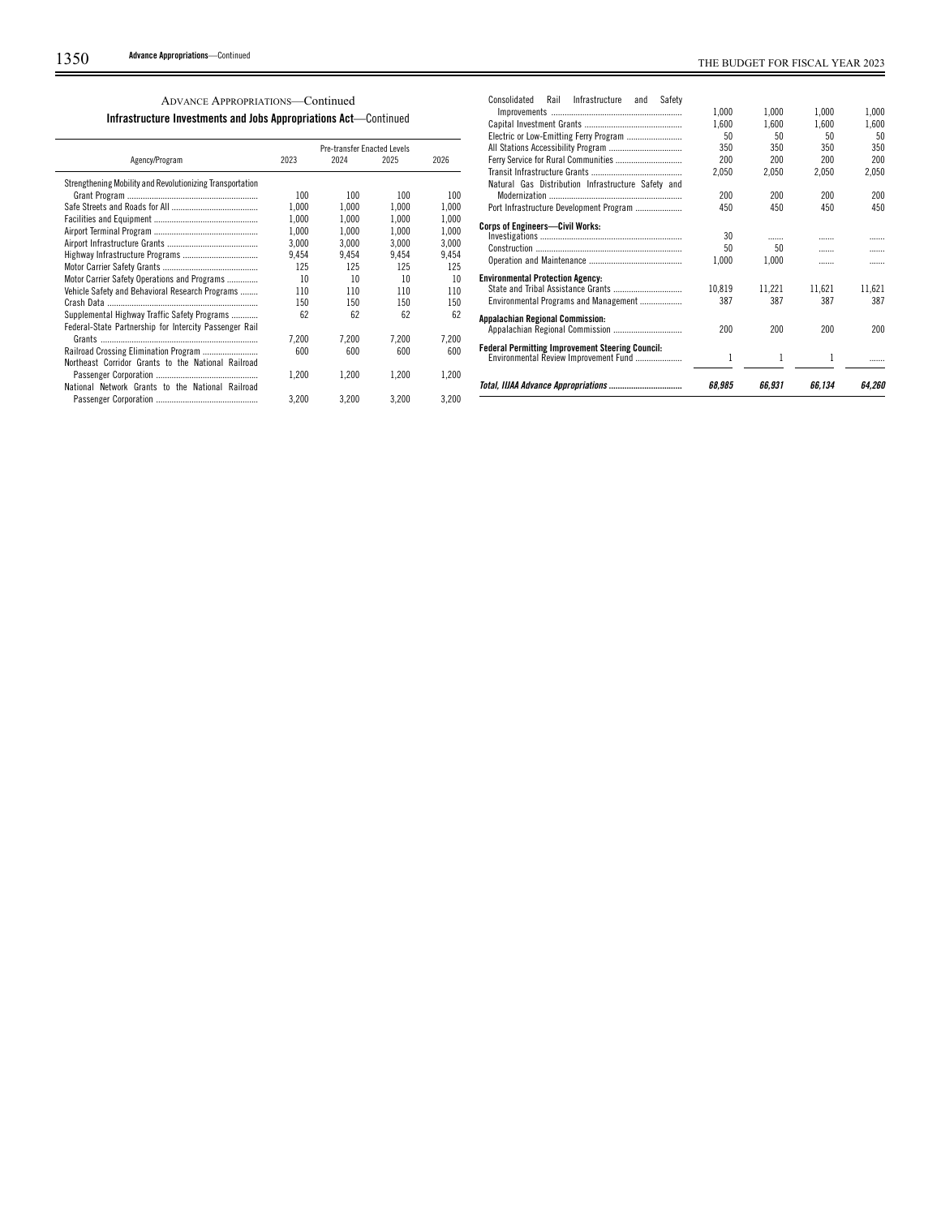ADVANCE APPROPRIATIONS—Continued

**Infrastructure Investments and Jobs Appropriations Act**—Continued

| Agency/Program | Pre-transfer Enacted Levels 2023 | 2024 | 2025 | 2026 |
|---|---|---|---|---|
| Strengthening Mobility and Revolutionizing Transportation Grant Program | 100 | 100 | 100 | 100 |
| Safe Streets and Roads for All | 1,000 | 1,000 | 1,000 | 1,000 |
| Facilities and Equipment | 1,000 | 1,000 | 1,000 | 1,000 |
| Airport Terminal Program | 1,000 | 1,000 | 1,000 | 1,000 |
| Airport Infrastructure Grants | 3,000 | 3,000 | 3,000 | 3,000 |
| Highway Infrastructure Programs | 9,454 | 9,454 | 9,454 | 9,454 |
| Motor Carrier Safety Grants | 125 | 125 | 125 | 125 |
| Motor Carrier Safety Operations and Programs | 10 | 10 | 10 | 10 |
| Vehicle Safety and Behavioral Research Programs | 110 | 110 | 110 | 110 |
| Crash Data | 150 | 150 | 150 | 150 |
| Supplemental Highway Traffic Safety Programs | 62 | 62 | 62 | 62 |
| Federal-State Partnership for Intercity Passenger Rail Grants | 7,200 | 7,200 | 7,200 | 7,200 |
| Railroad Crossing Elimination Program | 600 | 600 | 600 | 600 |
| Northeast Corridor Grants to the National Railroad Passenger Corporation | 1,200 | 1,200 | 1,200 | 1,200 |
| National Network Grants to the National Railroad Passenger Corporation | 3,200 | 3,200 | 3,200 | 3,200 |
| Consolidated Rail Infrastructure and Safety Improvements | 1,000 | 1,000 | 1,000 | 1,000 |
| Capital Investment Grants | 1,600 | 1,600 | 1,600 | 1,600 |
| Electric or Low-Emitting Ferry Program | 50 | 50 | 50 | 50 |
| All Stations Accessibility Program | 350 | 350 | 350 | 350 |
| Ferry Service for Rural Communities | 200 | 200 | 200 | 200 |
| Transit Infrastructure Grants | 2,050 | 2,050 | 2,050 | 2,050 |
| Natural Gas Distribution Infrastructure Safety and Modernization | 200 | 200 | 200 | 200 |
| Port Infrastructure Development Program | 450 | 450 | 450 | 450 |
| **Corps of Engineers—Civil Works:** | | | | |
| Investigations | 30 | ....... | ....... | ....... |
| Construction | 50 | 50 | ....... | ....... |
| Operation and Maintenance | 1,000 | 1,000 | ....... | ....... |
| **Environmental Protection Agency:** | | | | |
| State and Tribal Assistance Grants | 10,819 | 11,221 | 11,621 | 11,621 |
| Environmental Programs and Management | 387 | 387 | 387 | 387 |
| **Appalachian Regional Commission:** | | | | |
| Appalachian Regional Commission | 200 | 200 | 200 | 200 |
| **Federal Permitting Improvement Steering Council:** | | | | |
| Environmental Review Improvement Fund | 1 | 1 | 1 | ....... |
| ***Total, IIJAA Advance Appropriations*** | ***68,985*** | ***66,931*** | ***66,134*** | ***64,260*** |